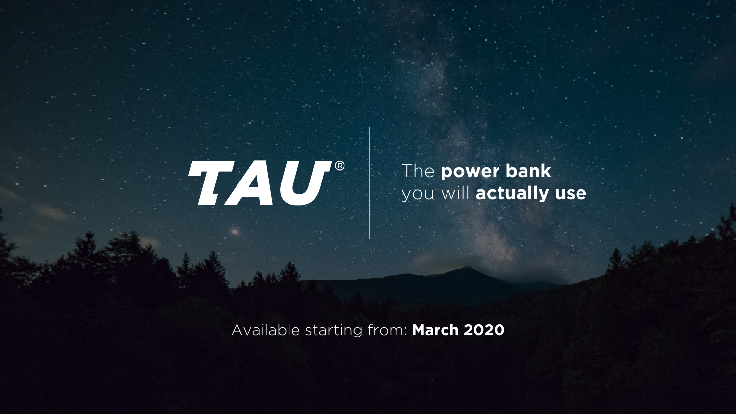# TAU®

The **power bank**
you will **actually use**

Available starting from: **March 2020**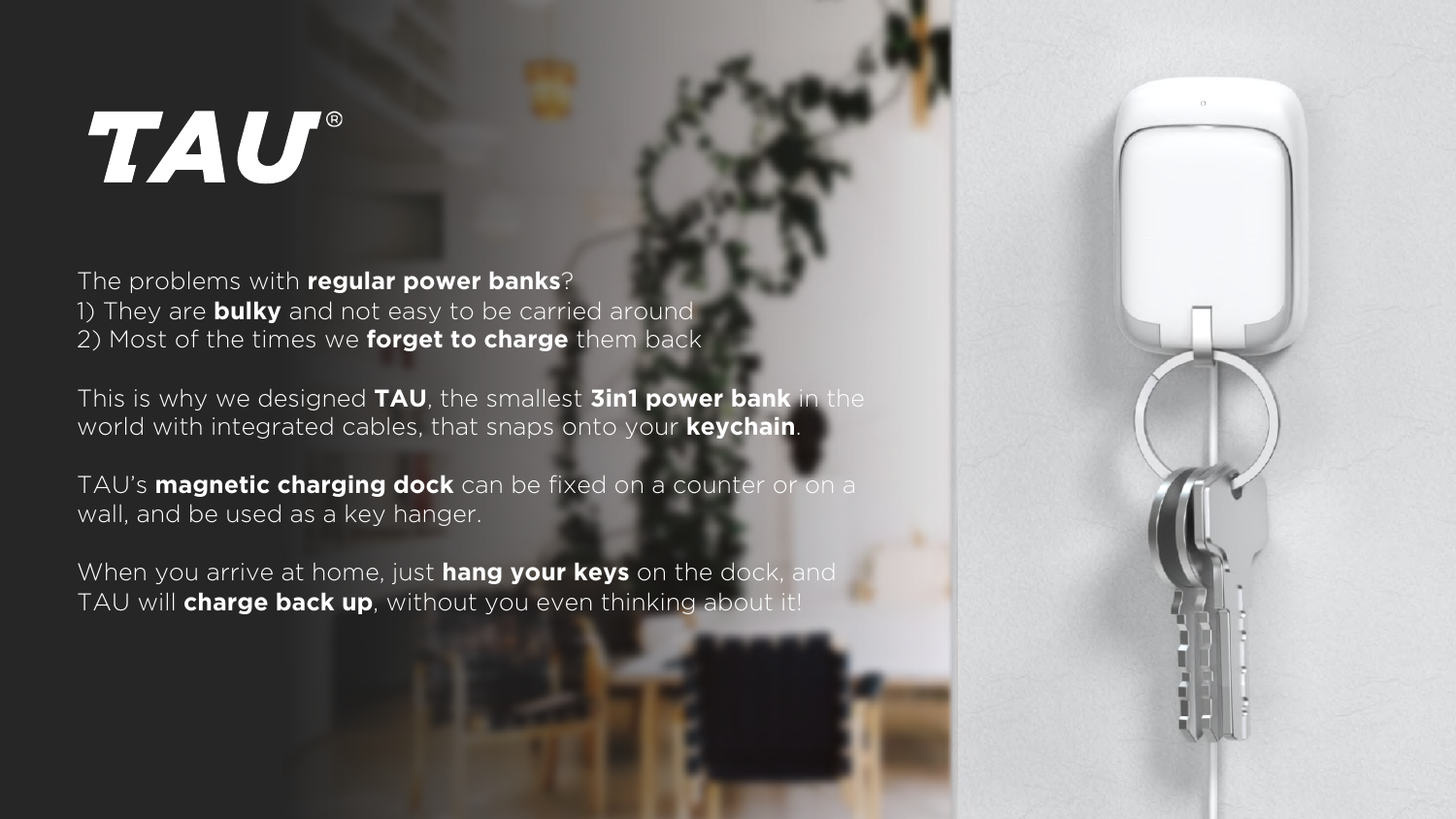# TAU®

The problems with **regular power banks**?
1) They are **bulky** and not easy to be carried around
2) Most of the times we **forget to charge** them back

This is why we designed **TAU**, the smallest **3in1 power bank** in the world with integrated cables, that snaps onto your **keychain**.

TAU's **magnetic charging dock** can be fixed on a counter or on a wall, and be used as a key hanger.

When you arrive at home, just **hang your keys** on the dock, and TAU will **charge back up**, without you even thinking about it!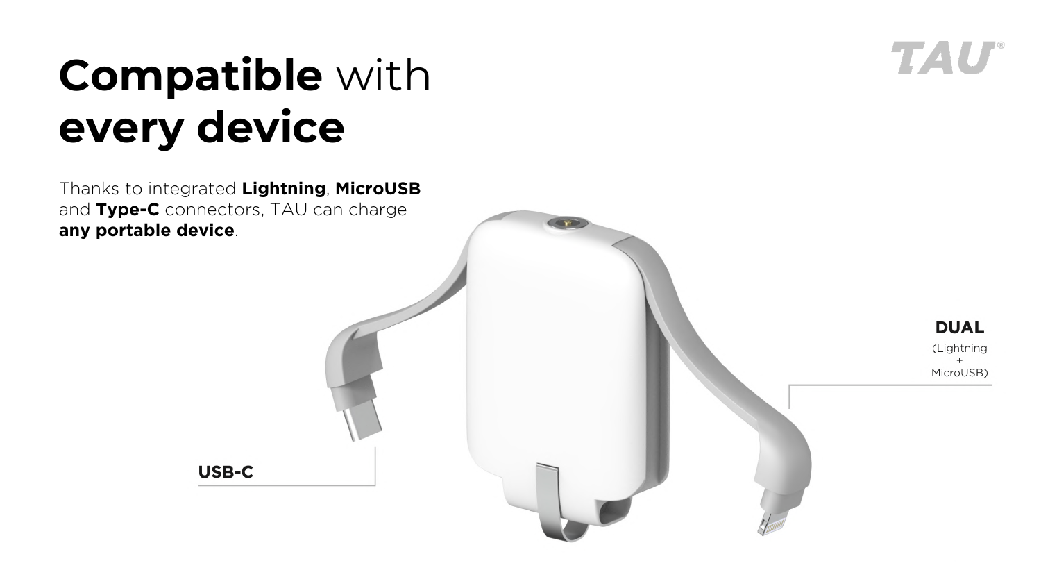# **Compatible** with **every device**

Thanks to integrated **Lightning**, **MicroUSB** and **Type-C** connectors, TAU can charge **any portable device**.

**USB-C**

**DUAL**
(Lightning + MicroUSB)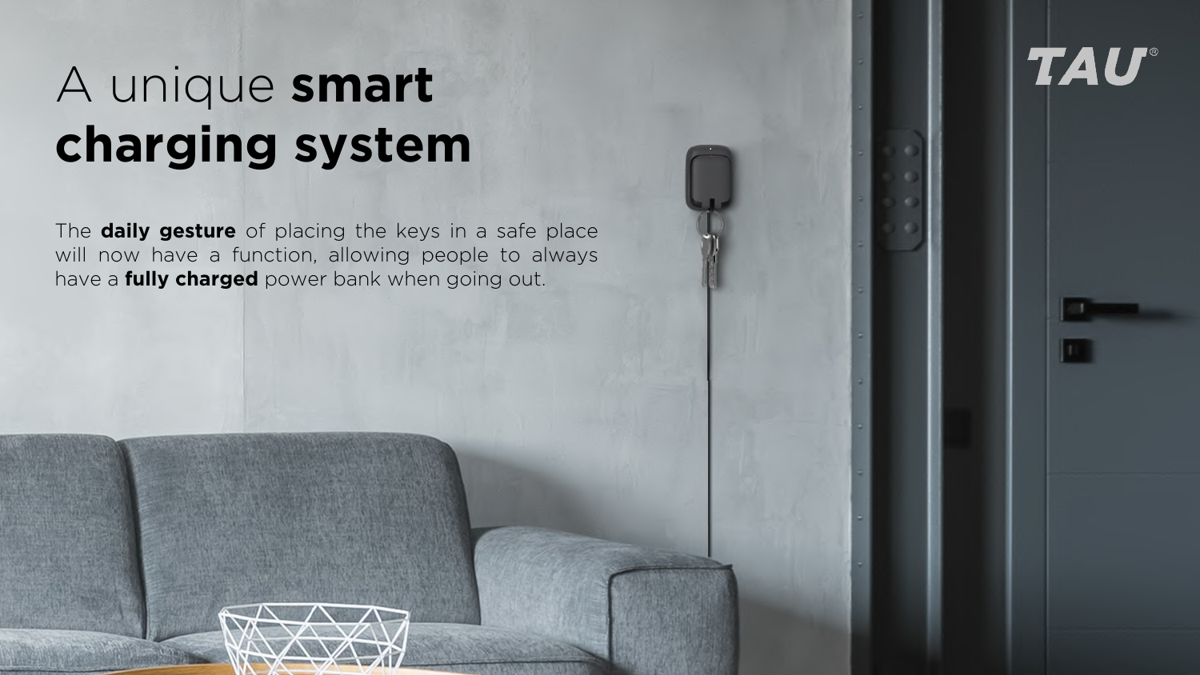# A unique **smart charging system**

The **daily gesture** of placing the keys in a safe place will now have a function, allowing people to always have a **fully charged** power bank when going out.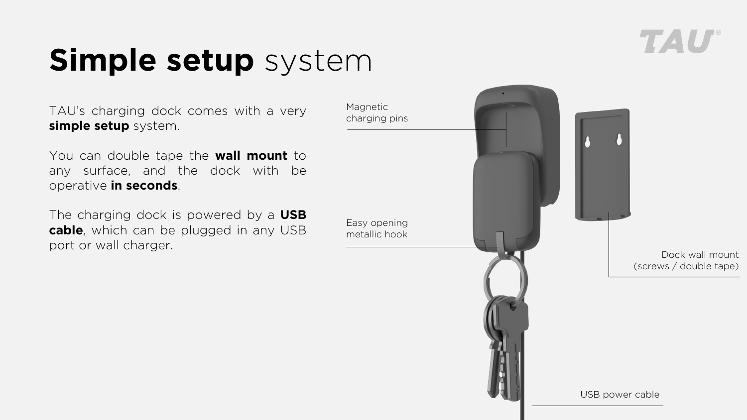# **Simple setup** system

TAU's charging dock comes with a very **simple setup** system.

You can double tape the **wall mount** to any surface, and the dock with be operative **in seconds**.

The charging dock is powered by a **USB cable**, which can be plugged in any USB port or wall charger.

Magnetic charging pins

Easy opening metallic hook

Dock wall mount (screws / double tape)

USB power cable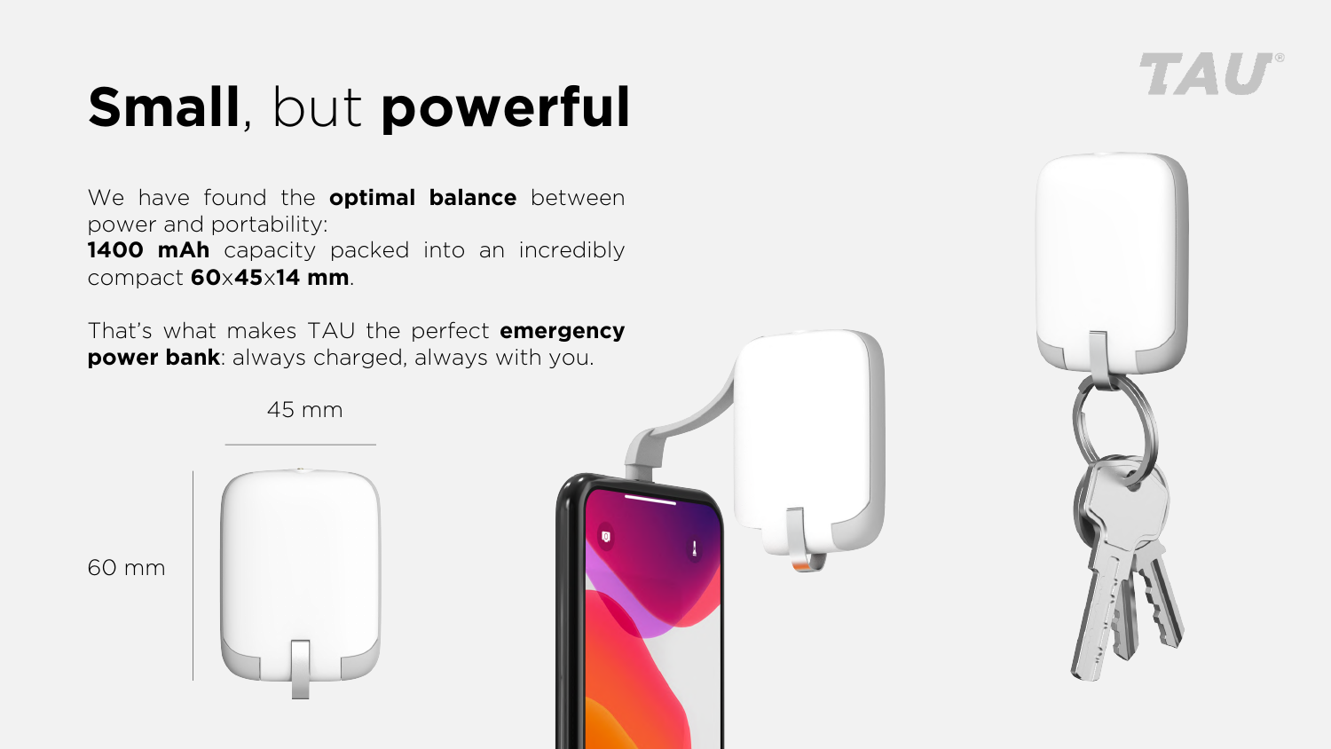# **Small**, but **powerful**

We have found the **optimal balance** between power and portability:
**1400 mAh** capacity packed into an incredibly compact **60**x**45**x**14 mm**.

That's what makes TAU the perfect **emergency power bank**: always charged, always with you.

45 mm

60 mm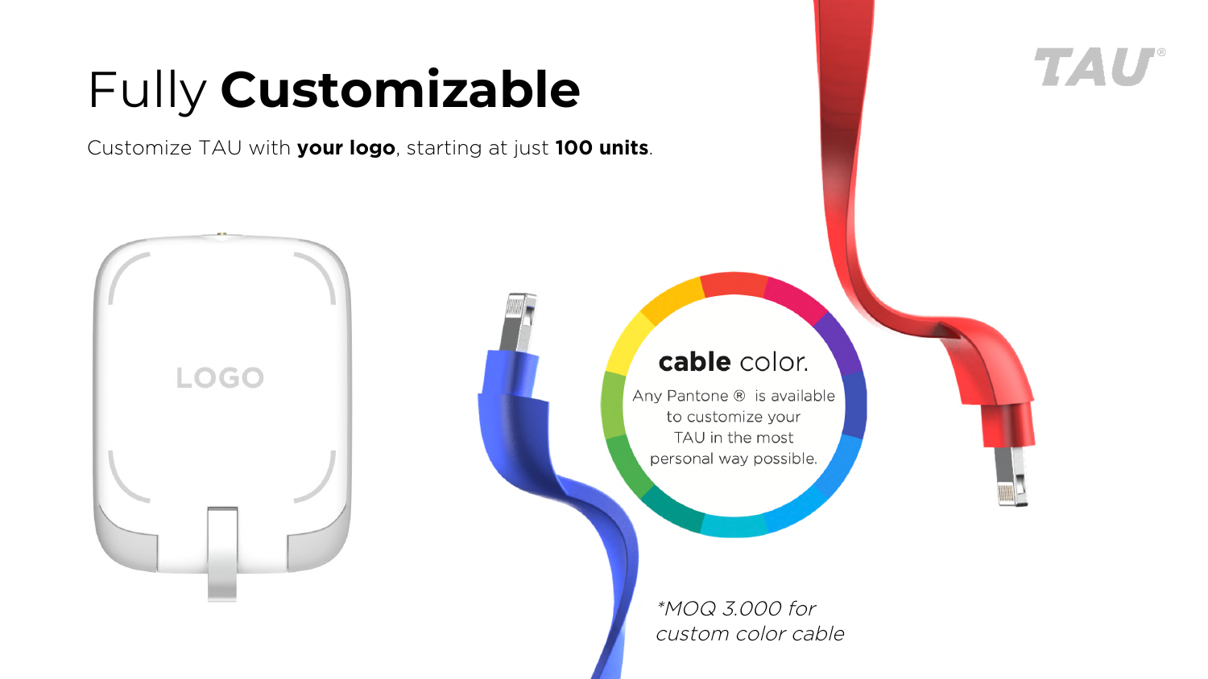# Fully **Customizable**

Customize TAU with **your logo**, starting at just **100 units**.

**cable** color.

Any Pantone ® is available to customize your TAU in the most personal way possible.

*\*MOQ 3.000 for custom color cable*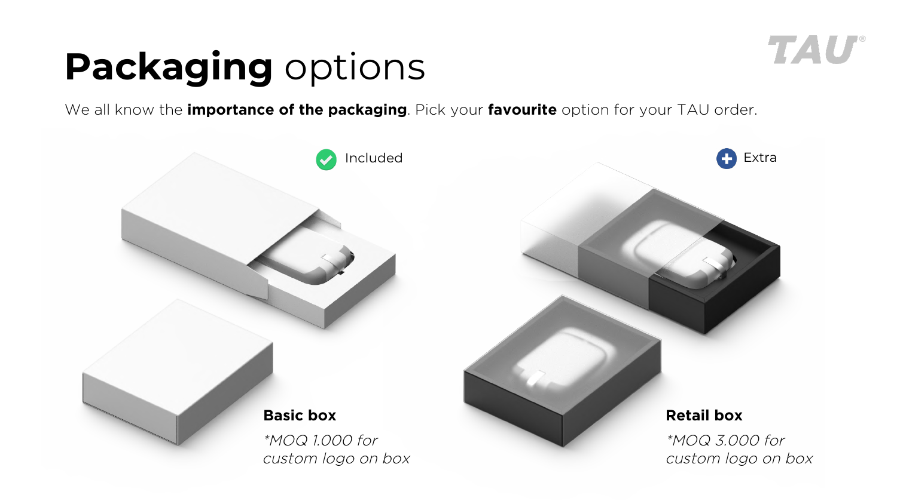# **Packaging** options

We all know the **importance of the packaging**. Pick your **favourite** option for your TAU order.

Included

**Basic box**

*\*MOQ 1.000 for custom logo on box*

Extra

**Retail box**

*\*MOQ 3.000 for custom logo on box*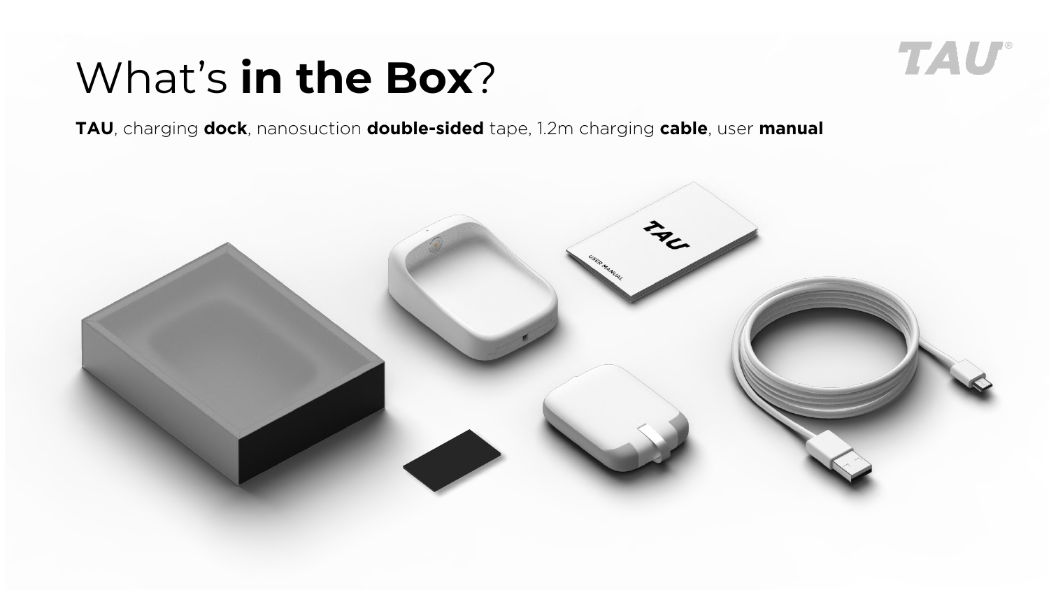# What's **in the Box**?

**TAU**, charging **dock**, nanosuction **double-sided** tape, 1.2m charging **cable**, user **manual**